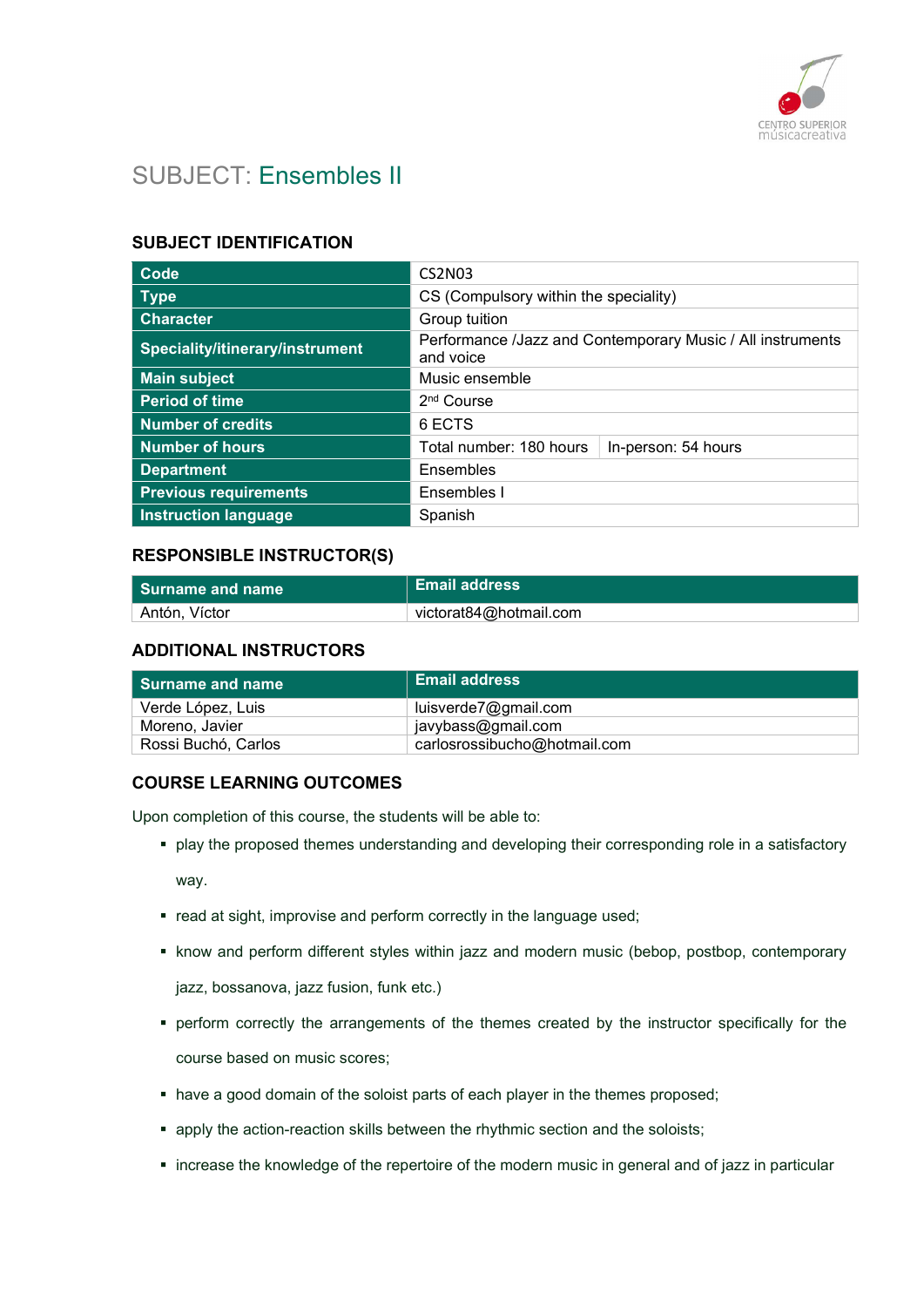# SUBJECT: Ensembles II

## SUBJECT IDENTIFICATION

| | | |
|---|---|---|
| **Code** | CS2N03 | |
| **Type** | CS (Compulsory within the speciality) | |
| **Character** | Group tuition | |
| **Speciality/itinerary/instrument** | Performance /Jazz and Contemporary Music / All instruments and voice | |
| **Main subject** | Music ensemble | |
| **Period of time** | 2nd Course | |
| **Number of credits** | 6 ECTS | |
| **Number of hours** | Total number: 180 hours | In-person: 54 hours |
| **Department** | Ensembles | |
| **Previous requirements** | Ensembles I | |
| **Instruction language** | Spanish | |

## RESPONSIBLE INSTRUCTOR(S)

| Surname and name | Email address |
|---|---|
| Antón, Víctor | victorat84@hotmail.com |

## ADDITIONAL INSTRUCTORS

| Surname and name | Email address |
|---|---|
| Verde López, Luis | luisverde7@gmail.com |
| Moreno, Javier | javybass@gmail.com |
| Rossi Buchó, Carlos | carlosrossibucho@hotmail.com |

## COURSE LEARNING OUTCOMES

Upon completion of this course, the students will be able to:

- play the proposed themes understanding and developing their corresponding role in a satisfactory way.
- read at sight, improvise and perform correctly in the language used;
- know and perform different styles within jazz and modern music (bebop, postbop, contemporary jazz, bossanova, jazz fusion, funk etc.)
- perform correctly the arrangements of the themes created by the instructor specifically for the course based on music scores;
- have a good domain of the soloist parts of each player in the themes proposed;
- apply the action-reaction skills between the rhythmic section and the soloists;
- increase the knowledge of the repertoire of the modern music in general and of jazz in particular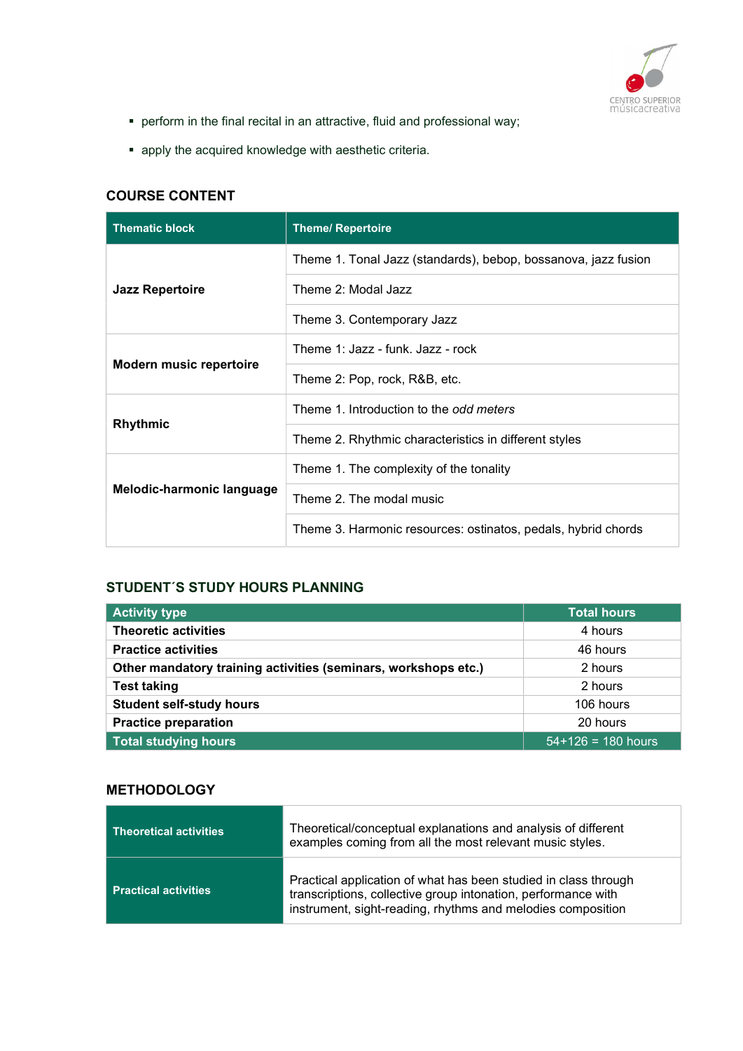- perform in the final recital in an attractive, fluid and professional way;
- apply the acquired knowledge with aesthetic criteria.

## COURSE CONTENT

| Thematic block | Theme/ Repertoire |
|---|---|
| **Jazz Repertoire** | Theme 1. Tonal Jazz (standards), bebop, bossanova, jazz fusion |
| | Theme 2: Modal Jazz |
| | Theme 3. Contemporary Jazz |
| **Modern music repertoire** | Theme 1: Jazz - funk. Jazz - rock |
| | Theme 2: Pop, rock, R&B, etc. |
| **Rhythmic** | Theme 1. Introduction to the *odd meters* |
| | Theme 2. Rhythmic characteristics in different styles |
| **Melodic-harmonic language** | Theme 1. The complexity of the tonality |
| | Theme 2. The modal music |
| | Theme 3. Harmonic resources: ostinatos, pedals, hybrid chords |

## STUDENT´S STUDY HOURS PLANNING

| Activity type | Total hours |
|---|---|
| **Theoretic activities** | 4 hours |
| **Practice activities** | 46 hours |
| **Other mandatory training activities (seminars, workshops etc.)** | 2 hours |
| **Test taking** | 2 hours |
| **Student self-study hours** | 106 hours |
| **Practice preparation** | 20 hours |
| **Total studying hours** | 54+126 = 180 hours |

## METHODOLOGY

| | |
|---|---|
| **Theoretical activities** | Theoretical/conceptual explanations and analysis of different examples coming from all the most relevant music styles. |
| **Practical activities** | Practical application of what has been studied in class through transcriptions, collective group intonation, performance with instrument, sight-reading, rhythms and melodies composition |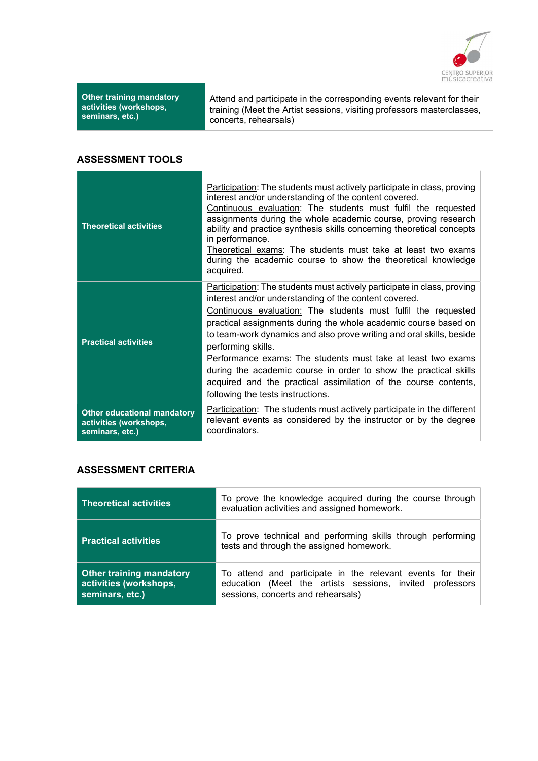| | |
|---|---|
| **Other training mandatory activities (workshops, seminars, etc.)** | Attend and participate in the corresponding events relevant for their training (Meet the Artist sessions, visiting professors masterclasses, concerts, rehearsals) |

## ASSESSMENT TOOLS

| | |
|---|---|
| **Theoretical activities** | Participation: The students must actively participate in class, proving interest and/or understanding of the content covered.<br>Continuous evaluation: The students must fulfil the requested assignments during the whole academic course, proving research ability and practice synthesis skills concerning theoretical concepts in performance.<br>Theoretical exams: The students must take at least two exams during the academic course to show the theoretical knowledge acquired. |
| **Practical activities** | Participation: The students must actively participate in class, proving interest and/or understanding of the content covered.<br>Continuous evaluation: The students must fulfil the requested practical assignments during the whole academic course based on to team-work dynamics and also prove writing and oral skills, beside performing skills.<br>Performance exams: The students must take at least two exams during the academic course in order to show the practical skills acquired and the practical assimilation of the course contents, following the tests instructions. |
| **Other educational mandatory activities (workshops, seminars, etc.)** | Participation: The students must actively participate in the different relevant events as considered by the instructor or by the degree coordinators. |

## ASSESSMENT CRITERIA

| | |
|---|---|
| **Theoretical activities** | To prove the knowledge acquired during the course through evaluation activities and assigned homework. |
| **Practical activities** | To prove technical and performing skills through performing tests and through the assigned homework. |
| **Other training mandatory activities (workshops, seminars, etc.)** | To attend and participate in the relevant events for their education (Meet the artists sessions, invited professors sessions, concerts and rehearsals) |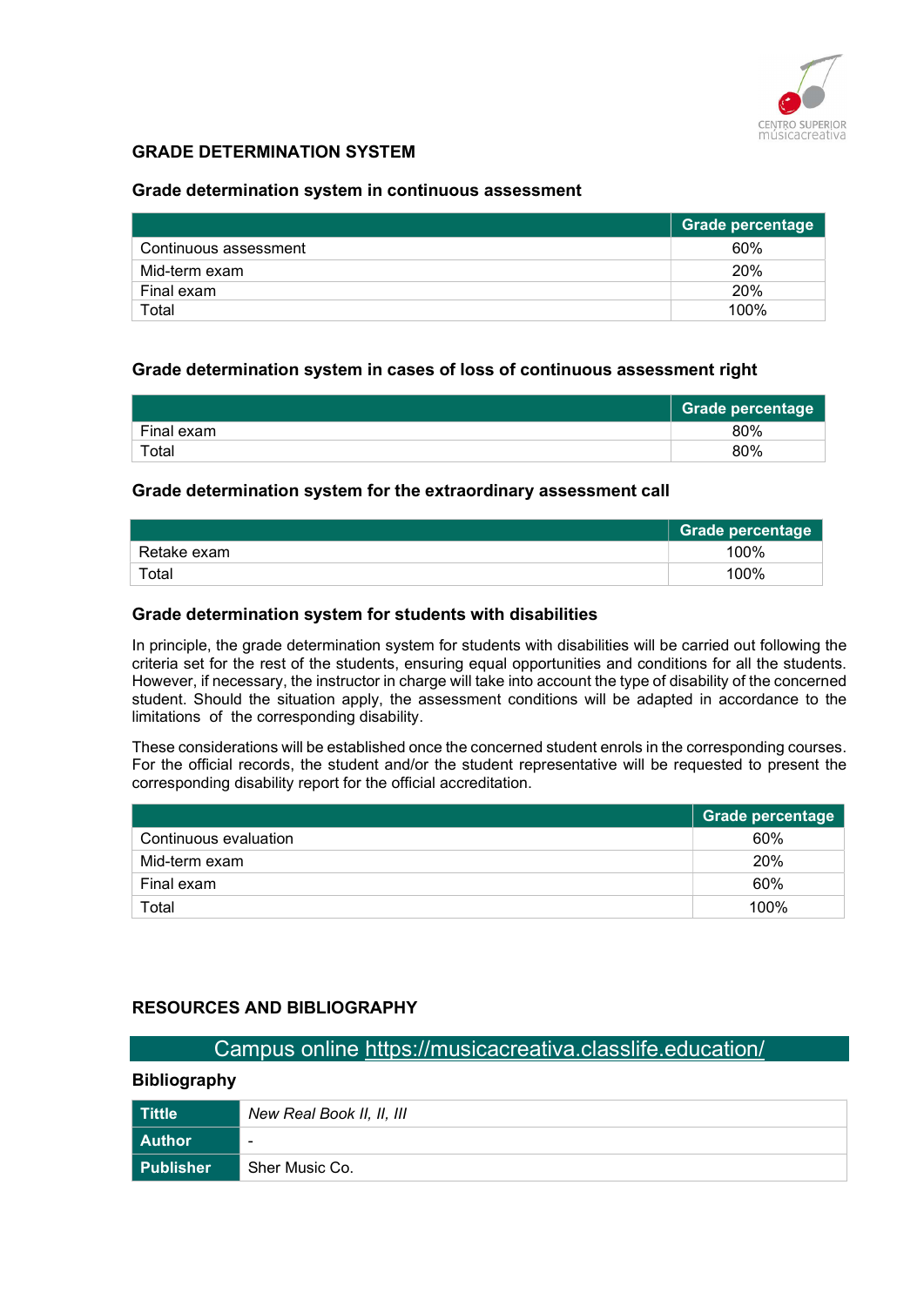## GRADE DETERMINATION SYSTEM

### Grade determination system in continuous assessment

| | Grade percentage |
|---|---|
| Continuous assessment | 60% |
| Mid-term exam | 20% |
| Final exam | 20% |
| Total | 100% |

### Grade determination system in cases of loss of continuous assessment right

| | Grade percentage |
|---|---|
| Final exam | 80% |
| Total | 80% |

### Grade determination system for the extraordinary assessment call

| | Grade percentage |
|---|---|
| Retake exam | 100% |
| Total | 100% |

### Grade determination system for students with disabilities

In principle, the grade determination system for students with disabilities will be carried out following the criteria set for the rest of the students, ensuring equal opportunities and conditions for all the students. However, if necessary, the instructor in charge will take into account the type of disability of the concerned student. Should the situation apply, the assessment conditions will be adapted in accordance to the limitations of the corresponding disability.

These considerations will be established once the concerned student enrols in the corresponding courses. For the official records, the student and/or the student representative will be requested to present the corresponding disability report for the official accreditation.

| | Grade percentage |
|---|---|
| Continuous evaluation | 60% |
| Mid-term exam | 20% |
| Final exam | 60% |
| Total | 100% |

## RESOURCES AND BIBLIOGRAPHY

Campus online https://musicacreativa.classlife.education/

### Bibliography

| | |
|---|---|
| **Tittle** | *New Real Book II, II, III* |
| **Author** | - |
| **Publisher** | Sher Music Co. |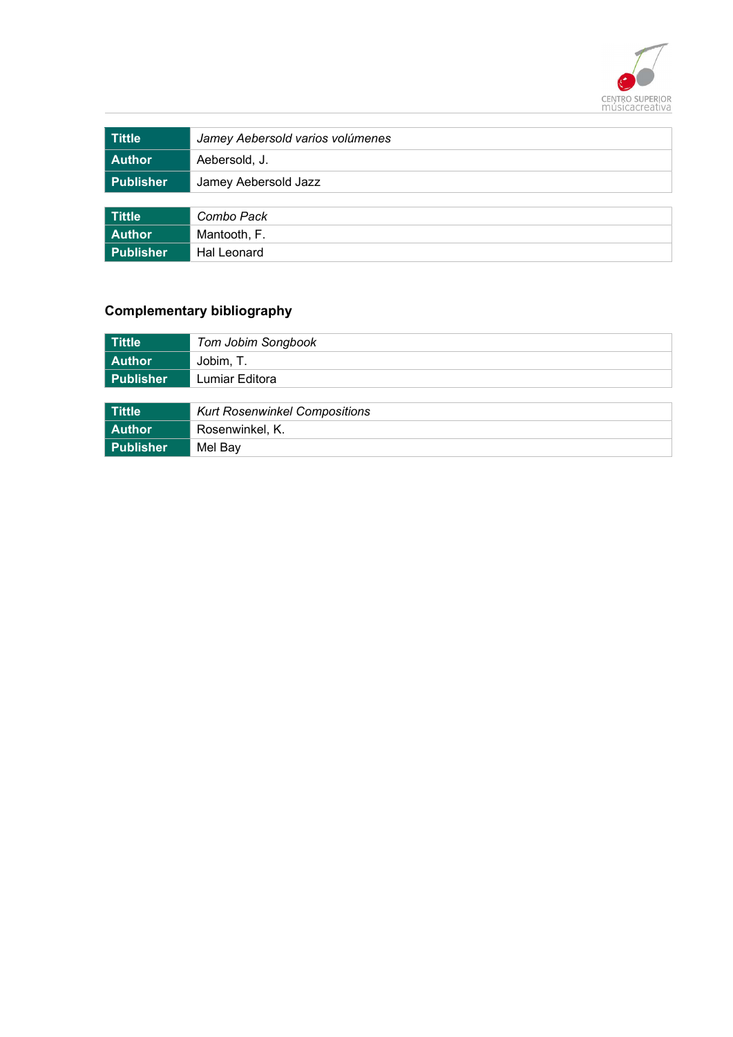| | |
|---|---|
| **Tittle** | *Jamey Aebersold varios volúmenes* |
| **Author** | Aebersold, J. |
| **Publisher** | Jamey Aebersold Jazz |

| | |
|---|---|
| **Tittle** | *Combo Pack* |
| **Author** | Mantooth, F. |
| **Publisher** | Hal Leonard |

### Complementary bibliography

| | |
|---|---|
| **Tittle** | *Tom Jobim Songbook* |
| **Author** | Jobim, T. |
| **Publisher** | Lumiar Editora |

| | |
|---|---|
| **Tittle** | *Kurt Rosenwinkel Compositions* |
| **Author** | Rosenwinkel, K. |
| **Publisher** | Mel Bay |